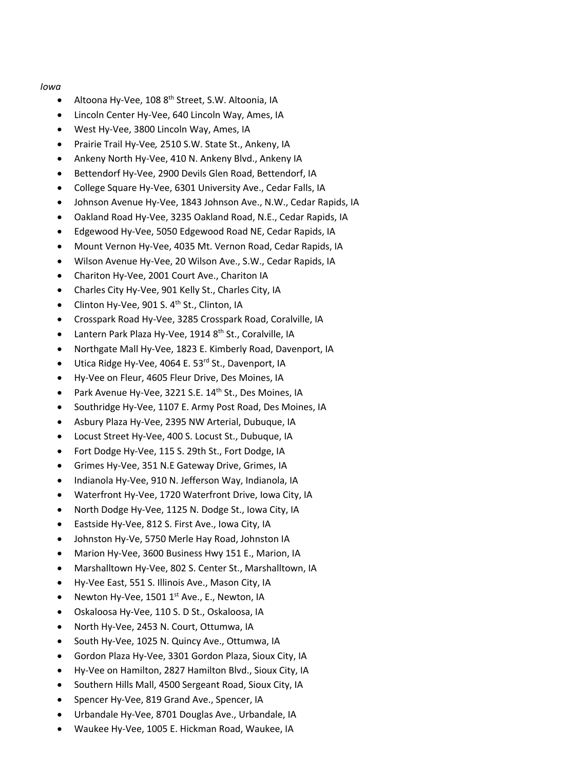*Iowa*

- Altoona Hy-Vee, 108 8th Street, S.W. Altoonia, IA
- Lincoln Center Hy-Vee, 640 Lincoln Way, Ames, IA
- West Hy-Vee, 3800 Lincoln Way, Ames, IA
- Prairie Trail Hy-Vee, 2510 S.W. State St., Ankeny, IA
- Ankeny North Hy-Vee, 410 N. Ankeny Blvd., Ankeny IA
- Bettendorf Hy-Vee, 2900 Devils Glen Road, Bettendorf, IA
- College Square Hy-Vee, 6301 University Ave., Cedar Falls, IA
- Johnson Avenue Hy-Vee, 1843 Johnson Ave., N.W., Cedar Rapids, IA
- Oakland Road Hy-Vee, 3235 Oakland Road, N.E., Cedar Rapids, IA
- Edgewood Hy-Vee, 5050 Edgewood Road NE, Cedar Rapids, IA
- Mount Vernon Hy-Vee, 4035 Mt. Vernon Road, Cedar Rapids, IA
- Wilson Avenue Hy-Vee, 20 Wilson Ave., S.W., Cedar Rapids, IA
- Chariton Hy-Vee, 2001 Court Ave., Chariton IA
- Charles City Hy-Vee, 901 Kelly St., Charles City, IA
- Clinton Hy-Vee, 901 S. 4th St., Clinton, IA
- Crosspark Road Hy-Vee, 3285 Crosspark Road, Coralville, IA
- Lantern Park Plaza Hy-Vee, 1914 8th St., Coralville, IA
- Northgate Mall Hy-Vee, 1823 E. Kimberly Road, Davenport, IA
- Utica Ridge Hy-Vee, 4064 E. 53rd St., Davenport, IA
- Hy-Vee on Fleur, 4605 Fleur Drive, Des Moines, IA
- Park Avenue Hy-Vee, 3221 S.E. 14th St., Des Moines, IA
- Southridge Hy-Vee, 1107 E. Army Post Road, Des Moines, IA
- Asbury Plaza Hy-Vee, 2395 NW Arterial, Dubuque, IA
- Locust Street Hy-Vee, 400 S. Locust St., Dubuque, IA
- Fort Dodge Hy-Vee, 115 S. 29th St., Fort Dodge, IA
- Grimes Hy-Vee, 351 N.E Gateway Drive, Grimes, IA
- Indianola Hy-Vee, 910 N. Jefferson Way, Indianola, IA
- Waterfront Hy-Vee, 1720 Waterfront Drive, Iowa City, IA
- North Dodge Hy-Vee, 1125 N. Dodge St., Iowa City, IA
- Eastside Hy-Vee, 812 S. First Ave., Iowa City, IA
- Johnston Hy-Ve, 5750 Merle Hay Road, Johnston IA
- Marion Hy-Vee, 3600 Business Hwy 151 E., Marion, IA
- Marshalltown Hy-Vee, 802 S. Center St., Marshalltown, IA
- Hy-Vee East, 551 S. Illinois Ave., Mason City, IA
- Newton Hy-Vee, 1501 1st Ave., E., Newton, IA
- Oskaloosa Hy-Vee, 110 S. D St., Oskaloosa, IA
- North Hy-Vee, 2453 N. Court, Ottumwa, IA
- South Hy-Vee, 1025 N. Quincy Ave., Ottumwa, IA
- Gordon Plaza Hy-Vee, 3301 Gordon Plaza, Sioux City, IA
- Hy-Vee on Hamilton, 2827 Hamilton Blvd., Sioux City, IA
- Southern Hills Mall, 4500 Sergeant Road, Sioux City, IA
- Spencer Hy-Vee, 819 Grand Ave., Spencer, IA
- Urbandale Hy-Vee, 8701 Douglas Ave., Urbandale, IA
- Waukee Hy-Vee, 1005 E. Hickman Road, Waukee, IA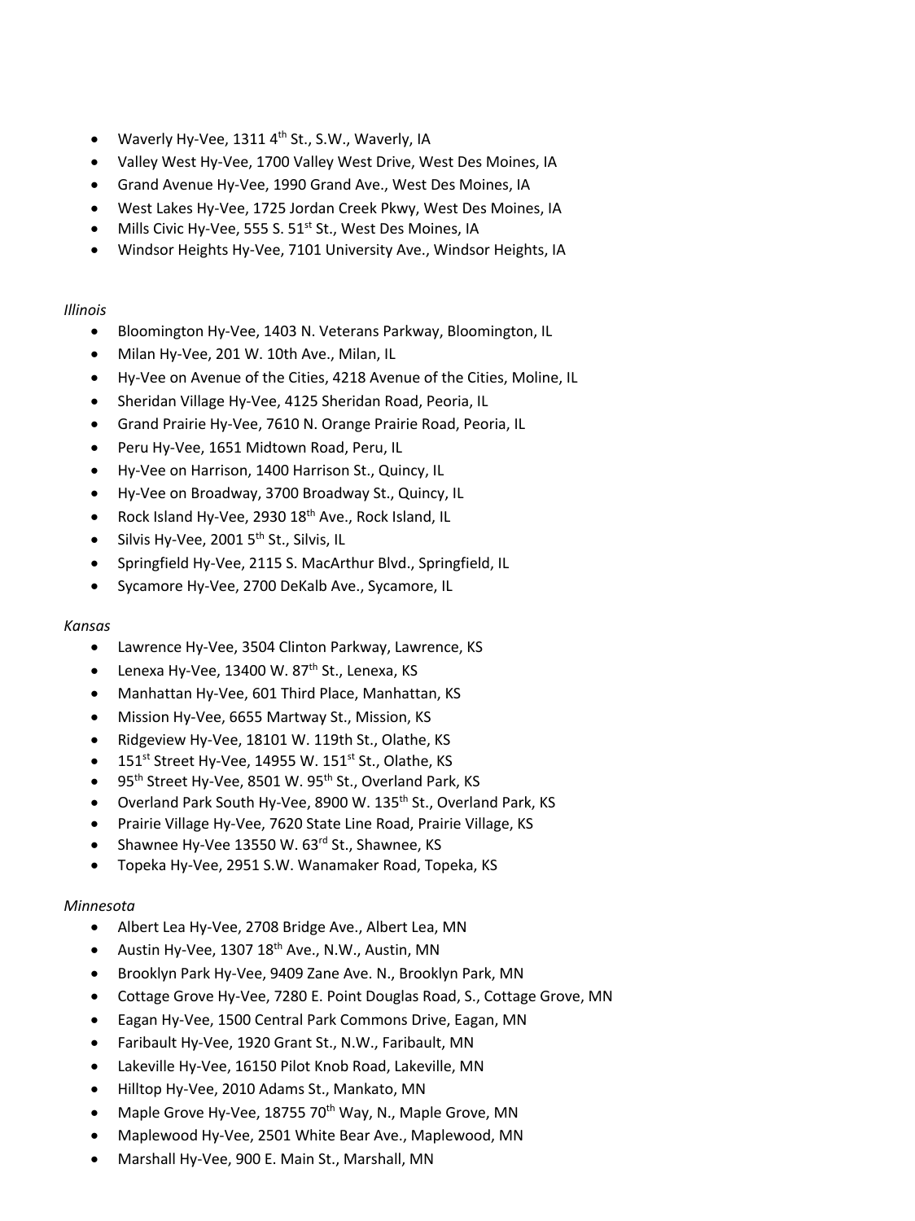- Waverly Hy-Vee, 1311 4th St., S.W., Waverly, IA
- Valley West Hy-Vee, 1700 Valley West Drive, West Des Moines, IA
- Grand Avenue Hy-Vee, 1990 Grand Ave., West Des Moines, IA
- West Lakes Hy-Vee, 1725 Jordan Creek Pkwy, West Des Moines, IA
- Mills Civic Hy-Vee, 555 S. 51st St., West Des Moines, IA
- Windsor Heights Hy-Vee, 7101 University Ave., Windsor Heights, IA

*Illinois*

- Bloomington Hy-Vee, 1403 N. Veterans Parkway, Bloomington, IL
- Milan Hy-Vee, 201 W. 10th Ave., Milan, IL
- Hy-Vee on Avenue of the Cities, 4218 Avenue of the Cities, Moline, IL
- Sheridan Village Hy-Vee, 4125 Sheridan Road, Peoria, IL
- Grand Prairie Hy-Vee, 7610 N. Orange Prairie Road, Peoria, IL
- Peru Hy-Vee, 1651 Midtown Road, Peru, IL
- Hy-Vee on Harrison, 1400 Harrison St., Quincy, IL
- Hy-Vee on Broadway, 3700 Broadway St., Quincy, IL
- Rock Island Hy-Vee, 2930 18th Ave., Rock Island, IL
- Silvis Hy-Vee, 2001 5th St., Silvis, IL
- Springfield Hy-Vee, 2115 S. MacArthur Blvd., Springfield, IL
- Sycamore Hy-Vee, 2700 DeKalb Ave., Sycamore, IL

*Kansas*

- Lawrence Hy-Vee, 3504 Clinton Parkway, Lawrence, KS
- Lenexa Hy-Vee, 13400 W. 87th St., Lenexa, KS
- Manhattan Hy-Vee, 601 Third Place, Manhattan, KS
- Mission Hy-Vee, 6655 Martway St., Mission, KS
- Ridgeview Hy-Vee, 18101 W. 119th St., Olathe, KS
- 151st Street Hy-Vee, 14955 W. 151st St., Olathe, KS
- 95th Street Hy-Vee, 8501 W. 95th St., Overland Park, KS
- Overland Park South Hy-Vee, 8900 W. 135th St., Overland Park, KS
- Prairie Village Hy-Vee, 7620 State Line Road, Prairie Village, KS
- Shawnee Hy-Vee 13550 W. 63rd St., Shawnee, KS
- Topeka Hy-Vee, 2951 S.W. Wanamaker Road, Topeka, KS

*Minnesota*

- Albert Lea Hy-Vee, 2708 Bridge Ave., Albert Lea, MN
- Austin Hy-Vee, 1307 18th Ave., N.W., Austin, MN
- Brooklyn Park Hy-Vee, 9409 Zane Ave. N., Brooklyn Park, MN
- Cottage Grove Hy-Vee, 7280 E. Point Douglas Road, S., Cottage Grove, MN
- Eagan Hy-Vee, 1500 Central Park Commons Drive, Eagan, MN
- Faribault Hy-Vee, 1920 Grant St., N.W., Faribault, MN
- Lakeville Hy-Vee, 16150 Pilot Knob Road, Lakeville, MN
- Hilltop Hy-Vee, 2010 Adams St., Mankato, MN
- Maple Grove Hy-Vee, 18755 70th Way, N., Maple Grove, MN
- Maplewood Hy-Vee, 2501 White Bear Ave., Maplewood, MN
- Marshall Hy-Vee, 900 E. Main St., Marshall, MN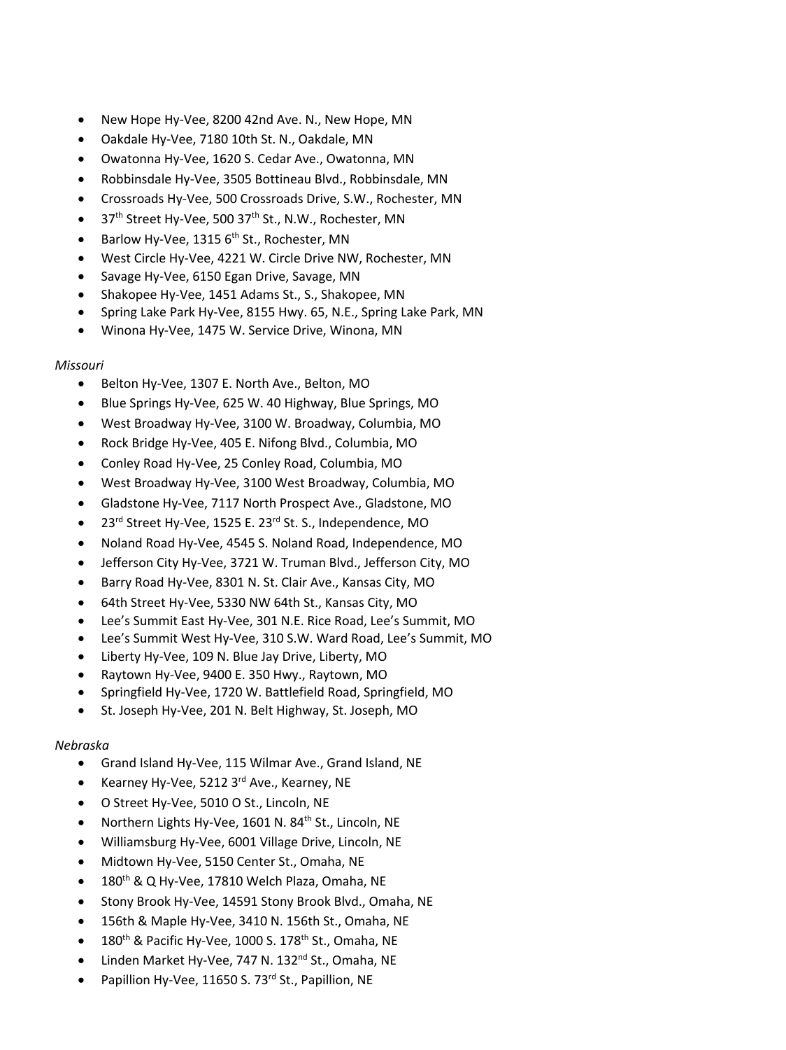- New Hope Hy-Vee, 8200 42nd Ave. N., New Hope, MN
- Oakdale Hy-Vee, 7180 10th St. N., Oakdale, MN
- Owatonna Hy-Vee, 1620 S. Cedar Ave., Owatonna, MN
- Robbinsdale Hy-Vee, 3505 Bottineau Blvd., Robbinsdale, MN
- Crossroads Hy-Vee, 500 Crossroads Drive, S.W., Rochester, MN
- 37th Street Hy-Vee, 500 37th St., N.W., Rochester, MN
- Barlow Hy-Vee, 1315 6th St., Rochester, MN
- West Circle Hy-Vee, 4221 W. Circle Drive NW, Rochester, MN
- Savage Hy-Vee, 6150 Egan Drive, Savage, MN
- Shakopee Hy-Vee, 1451 Adams St., S., Shakopee, MN
- Spring Lake Park Hy-Vee, 8155 Hwy. 65, N.E., Spring Lake Park, MN
- Winona Hy-Vee, 1475 W. Service Drive, Winona, MN

*Missouri*

- Belton Hy-Vee, 1307 E. North Ave., Belton, MO
- Blue Springs Hy-Vee, 625 W. 40 Highway, Blue Springs, MO
- West Broadway Hy-Vee, 3100 W. Broadway, Columbia, MO
- Rock Bridge Hy-Vee, 405 E. Nifong Blvd., Columbia, MO
- Conley Road Hy-Vee, 25 Conley Road, Columbia, MO
- West Broadway Hy-Vee, 3100 West Broadway, Columbia, MO
- Gladstone Hy-Vee, 7117 North Prospect Ave., Gladstone, MO
- 23rd Street Hy-Vee, 1525 E. 23rd St. S., Independence, MO
- Noland Road Hy-Vee, 4545 S. Noland Road, Independence, MO
- Jefferson City Hy-Vee, 3721 W. Truman Blvd., Jefferson City, MO
- Barry Road Hy-Vee, 8301 N. St. Clair Ave., Kansas City, MO
- 64th Street Hy-Vee, 5330 NW 64th St., Kansas City, MO
- Lee's Summit East Hy-Vee, 301 N.E. Rice Road, Lee's Summit, MO
- Lee's Summit West Hy-Vee, 310 S.W. Ward Road, Lee's Summit, MO
- Liberty Hy-Vee, 109 N. Blue Jay Drive, Liberty, MO
- Raytown Hy-Vee, 9400 E. 350 Hwy., Raytown, MO
- Springfield Hy-Vee, 1720 W. Battlefield Road, Springfield, MO
- St. Joseph Hy-Vee, 201 N. Belt Highway, St. Joseph, MO

*Nebraska*

- Grand Island Hy-Vee, 115 Wilmar Ave., Grand Island, NE
- Kearney Hy-Vee, 5212 3rd Ave., Kearney, NE
- O Street Hy-Vee, 5010 O St., Lincoln, NE
- Northern Lights Hy-Vee, 1601 N. 84th St., Lincoln, NE
- Williamsburg Hy-Vee, 6001 Village Drive, Lincoln, NE
- Midtown Hy-Vee, 5150 Center St., Omaha, NE
- 180th & Q Hy-Vee, 17810 Welch Plaza, Omaha, NE
- Stony Brook Hy-Vee, 14591 Stony Brook Blvd., Omaha, NE
- 156th & Maple Hy-Vee, 3410 N. 156th St., Omaha, NE
- 180th & Pacific Hy-Vee, 1000 S. 178th St., Omaha, NE
- Linden Market Hy-Vee, 747 N. 132nd St., Omaha, NE
- Papillion Hy-Vee, 11650 S. 73rd St., Papillion, NE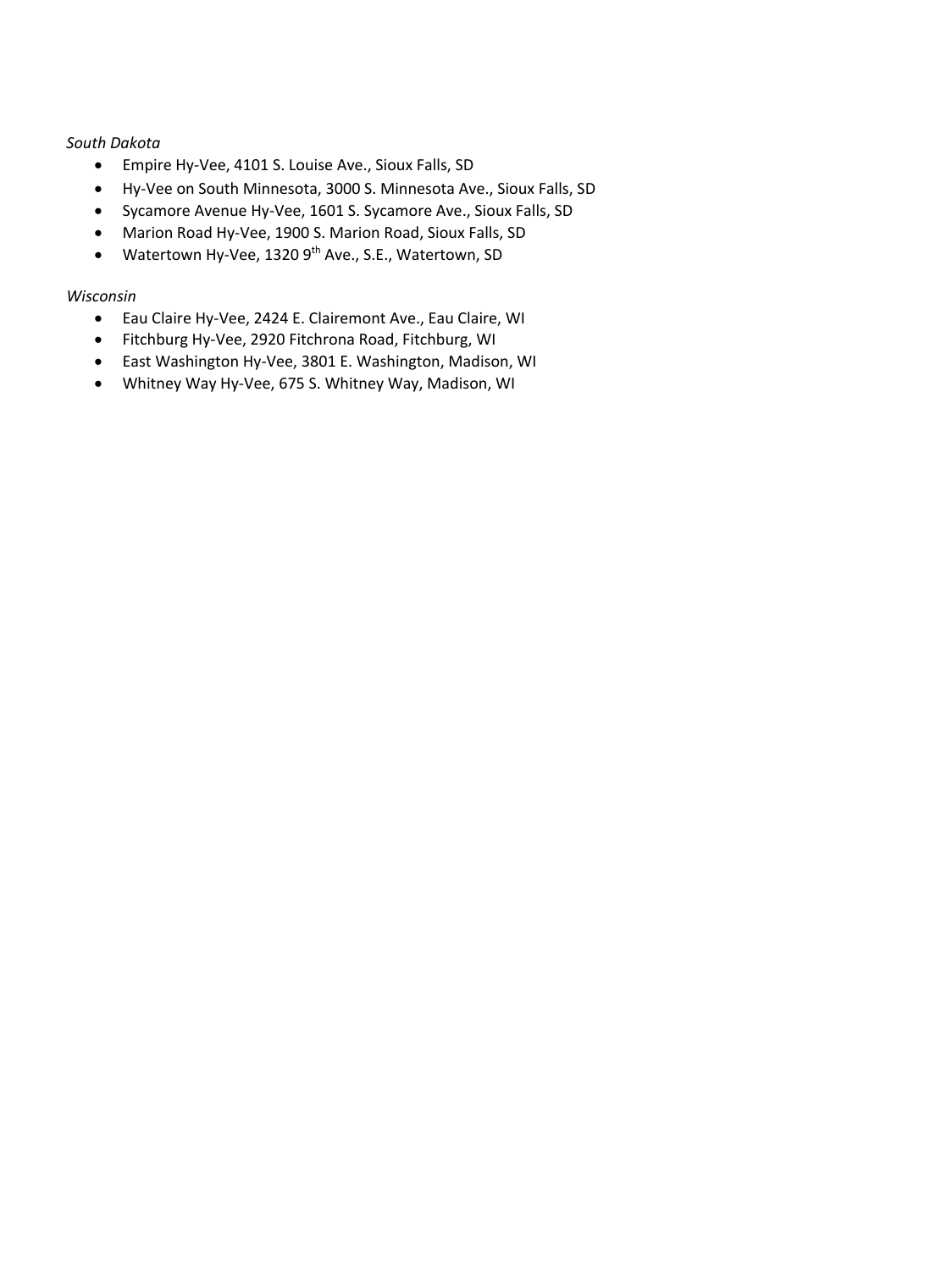*South Dakota*

- Empire Hy-Vee, 4101 S. Louise Ave., Sioux Falls, SD
- Hy-Vee on South Minnesota, 3000 S. Minnesota Ave., Sioux Falls, SD
- Sycamore Avenue Hy-Vee, 1601 S. Sycamore Ave., Sioux Falls, SD
- Marion Road Hy-Vee, 1900 S. Marion Road, Sioux Falls, SD
- Watertown Hy-Vee, 1320 9th Ave., S.E., Watertown, SD

*Wisconsin*

- Eau Claire Hy-Vee, 2424 E. Clairemont Ave., Eau Claire, WI
- Fitchburg Hy-Vee, 2920 Fitchrona Road, Fitchburg, WI
- East Washington Hy-Vee, 3801 E. Washington, Madison, WI
- Whitney Way Hy-Vee, 675 S. Whitney Way, Madison, WI